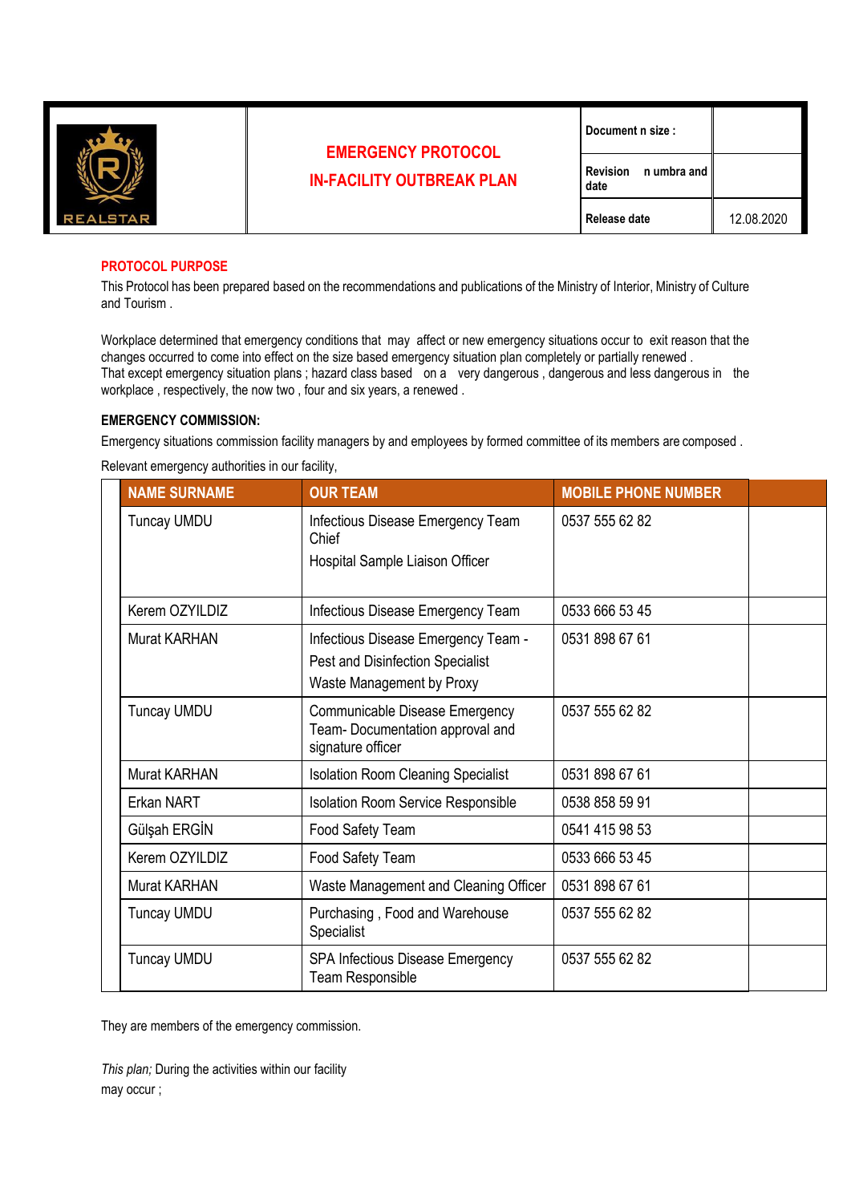| REALSTAR | EMERGENCY PROTOCOL<br>IN-FACILITY OUTBREAK PLAN | Document n size : | |
|---|---|---|---|
| | | Revision n umbra and date | |
| | | Release date | 12.08.2020 |

## PROTOCOL PURPOSE

This Protocol has been prepared based on the recommendations and publications of the Ministry of Interior, Ministry of Culture and Tourism .

Workplace determined that emergency conditions that may affect or new emergency situations occur to exit reason that the changes occurred to come into effect on the size based emergency situation plan completely or partially renewed .
That except emergency situation plans ; hazard class based on a very dangerous , dangerous and less dangerous in the workplace , respectively, the now two , four and six years, a renewed .

**EMERGENCY COMMISSION:**

Emergency situations commission facility managers by and employees by formed committee of its members are composed .

Relevant emergency authorities in our facility,

| NAME SURNAME | OUR TEAM | MOBILE PHONE NUMBER | |
|---|---|---|---|
| Tuncay UMDU | Infectious Disease Emergency Team Chief<br>Hospital Sample Liaison Officer | 0537 555 62 82 | |
| Kerem OZYILDIZ | Infectious Disease Emergency Team | 0533 666 53 45 | |
| Murat KARHAN | Infectious Disease Emergency Team -<br>Pest and Disinfection Specialist<br>Waste Management by Proxy | 0531 898 67 61 | |
| Tuncay UMDU | Communicable Disease Emergency Team- Documentation approval and signature officer | 0537 555 62 82 | |
| Murat KARHAN | Isolation Room Cleaning Specialist | 0531 898 67 61 | |
| Erkan NART | Isolation Room Service Responsible | 0538 858 59 91 | |
| Gülşah ERGİN | Food Safety Team | 0541 415 98 53 | |
| Kerem OZYILDIZ | Food Safety Team | 0533 666 53 45 | |
| Murat KARHAN | Waste Management and Cleaning Officer | 0531 898 67 61 | |
| Tuncay UMDU | Purchasing , Food and Warehouse Specialist | 0537 555 62 82 | |
| Tuncay UMDU | SPA Infectious Disease Emergency Team Responsible | 0537 555 62 82 | |

They are members of the emergency commission.

*This plan;* During the activities within our facility
may occur ;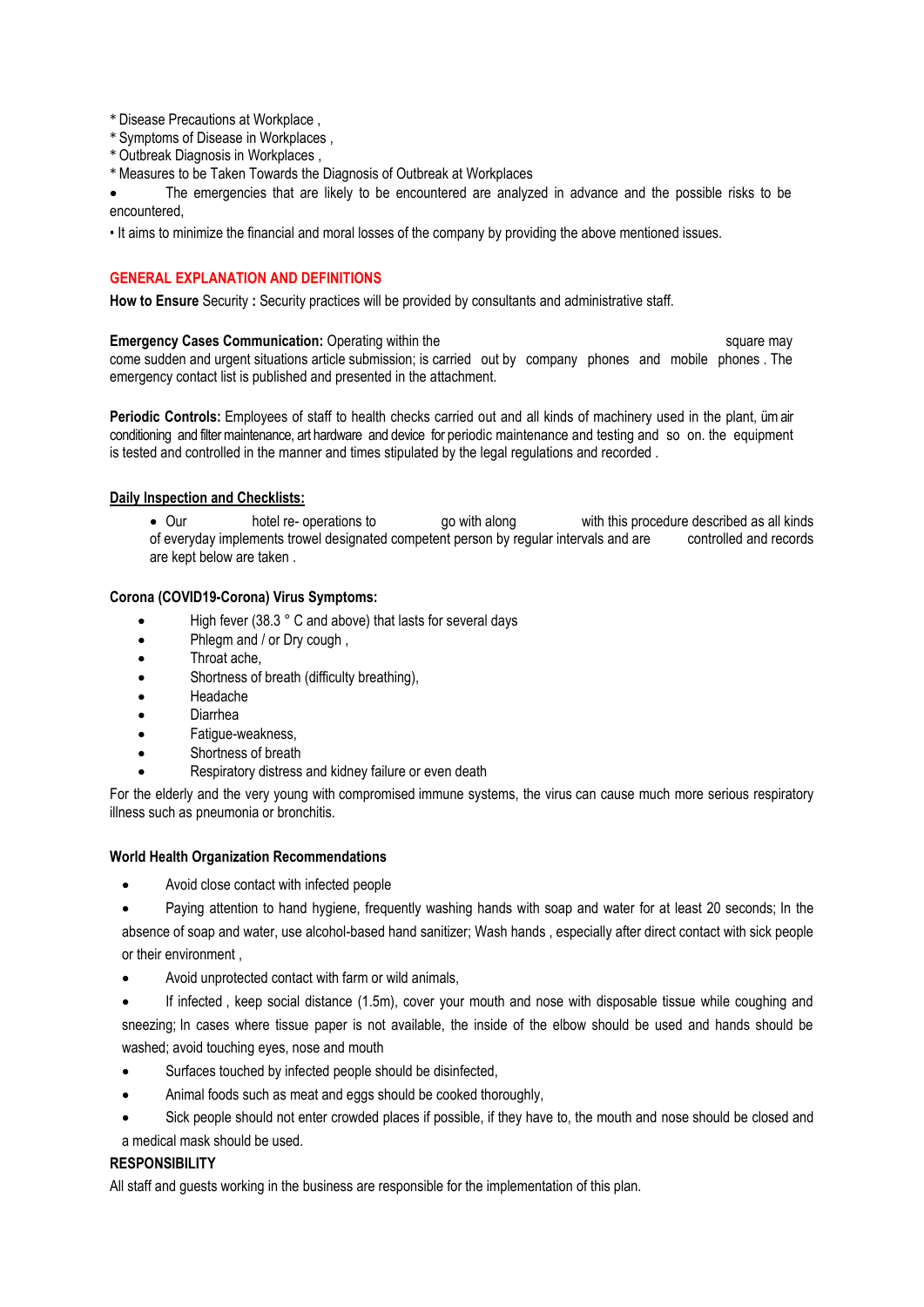* Disease Precautions at Workplace ,
* Symptoms of Disease in Workplaces ,
* Outbreak Diagnosis in Workplaces ,
* Measures to be Taken Towards the Diagnosis of Outbreak at Workplaces

- The emergencies that are likely to be encountered are analyzed in advance and the possible risks to be encountered,
- It aims to minimize the financial and moral losses of the company by providing the above mentioned issues.

## GENERAL EXPLANATION AND DEFINITIONS

**How to Ensure** Security **:** Security practices will be provided by consultants and administrative staff.

**Emergency Cases Communication:** Operating within the square may come sudden and urgent situations article submission; is carried out by company phones and mobile phones . The emergency contact list is published and presented in the attachment.

**Periodic Controls:** Employees of staff to health checks carried out and all kinds of machinery used in the plant, üm air conditioning and filter maintenance, art hardware and device for periodic maintenance and testing and so on. the equipment is tested and controlled in the manner and times stipulated by the legal regulations and recorded .

**Daily Inspection and Checklists:**

- Our hotel re- operations to go with along with this procedure described as all kinds of everyday implements trowel designated competent person by regular intervals and are controlled and records are kept below are taken .

**Corona (COVID19-Corona) Virus Symptoms:**

- High fever (38.3 ° C and above) that lasts for several days
- Phlegm and / or Dry cough ,
- Throat ache,
- Shortness of breath (difficulty breathing),
- Headache
- Diarrhea
- Fatigue-weakness,
- Shortness of breath
- Respiratory distress and kidney failure or even death

For the elderly and the very young with compromised immune systems, the virus can cause much more serious respiratory illness such as pneumonia or bronchitis.

**World Health Organization Recommendations**

- Avoid close contact with infected people
- Paying attention to hand hygiene, frequently washing hands with soap and water for at least 20 seconds; In the absence of soap and water, use alcohol-based hand sanitizer; Wash hands , especially after direct contact with sick people or their environment ,
- Avoid unprotected contact with farm or wild animals,
- If infected , keep social distance (1.5m), cover your mouth and nose with disposable tissue while coughing and sneezing; In cases where tissue paper is not available, the inside of the elbow should be used and hands should be washed; avoid touching eyes, nose and mouth
- Surfaces touched by infected people should be disinfected,
- Animal foods such as meat and eggs should be cooked thoroughly,
- Sick people should not enter crowded places if possible, if they have to, the mouth and nose should be closed and a medical mask should be used.

**RESPONSIBILITY**

All staff and guests working in the business are responsible for the implementation of this plan.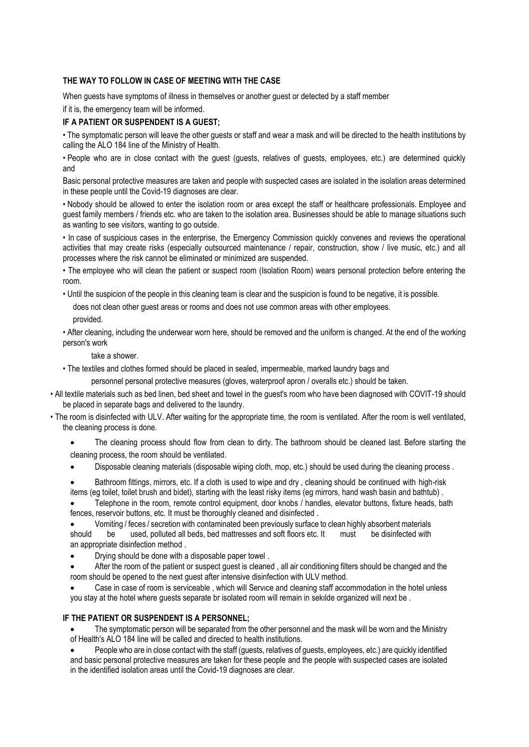**THE WAY TO FOLLOW IN CASE OF MEETING WITH THE CASE**

When guests have symptoms of illness in themselves or another guest or detected by a staff member

if it is, the emergency team will be informed.

**IF A PATIENT OR SUSPENDENT IS A GUEST;**

• The symptomatic person will leave the other guests or staff and wear a mask and will be directed to the health institutions by calling the ALO 184 line of the Ministry of Health.

• People who are in close contact with the guest (guests, relatives of guests, employees, etc.) are determined quickly and

Basic personal protective measures are taken and people with suspected cases are isolated in the isolation areas determined in these people until the Covid-19 diagnoses are clear.

• Nobody should be allowed to enter the isolation room or area except the staff or healthcare professionals. Employee and guest family members / friends etc. who are taken to the isolation area. Businesses should be able to manage situations such as wanting to see visitors, wanting to go outside.

• In case of suspicious cases in the enterprise, the Emergency Commission quickly convenes and reviews the operational activities that may create risks (especially outsourced maintenance / repair, construction, show / live music, etc.) and all processes where the risk cannot be eliminated or minimized are suspended.

• The employee who will clean the patient or suspect room (Isolation Room) wears personal protection before entering the room.

• Until the suspicion of the people in this cleaning team is clear and the suspicion is found to be negative, it is possible.

does not clean other guest areas or rooms and does not use common areas with other employees.

provided.

• After cleaning, including the underwear worn here, should be removed and the uniform is changed. At the end of the working person's work

take a shower.

• The textiles and clothes formed should be placed in sealed, impermeable, marked laundry bags and

personnel personal protective measures (gloves, waterproof apron / overalls etc.) should be taken.

• All textile materials such as bed linen, bed sheet and towel in the guest's room who have been diagnosed with COVIT-19 should be placed in separate bags and delivered to the laundry.

• The room is disinfected with ULV. After waiting for the appropriate time, the room is ventilated. After the room is well ventilated, the cleaning process is done.

- The cleaning process should flow from clean to dirty. The bathroom should be cleaned last. Before starting the cleaning process, the room should be ventilated.
- Disposable cleaning materials (disposable wiping cloth, mop, etc.) should be used during the cleaning process .
- Bathroom fittings, mirrors, etc. If a cloth is used to wipe and dry , cleaning should be continued with high-risk items (eg toilet, toilet brush and bidet), starting with the least risky items (eg mirrors, hand wash basin and bathtub) .
- Telephone in the room, remote control equipment, door knobs / handles, elevator buttons, fixture heads, bath fences, reservoir buttons, etc. It must be thoroughly cleaned and disinfected .
- Vomiting / feces / secretion with contaminated been previously surface to clean highly absorbent materials should be used, polluted all beds, bed mattresses and soft floors etc. It must be disinfected with an appropriate disinfection method .
- Drying should be done with a disposable paper towel .
- After the room of the patient or suspect guest is cleaned , all air conditioning filters should be changed and the room should be opened to the next guest after intensive disinfection with ULV method.
- Case in case of room is serviceable , which will Servıce and cleaning staff accommodation in the hotel unless you stay at the hotel where guests separate br isolated room will remain in sekılde organized will next be .

**IF THE PATIENT OR SUSPENDENT IS A PERSONNEL;**

- The symptomatic person will be separated from the other personnel and the mask will be worn and the Ministry of Health's ALO 184 line will be called and directed to health institutions.
- People who are in close contact with the staff (guests, relatives of guests, employees, etc.) are quickly identified and basic personal protective measures are taken for these people and the people with suspected cases are isolated in the identified isolation areas until the Covid-19 diagnoses are clear.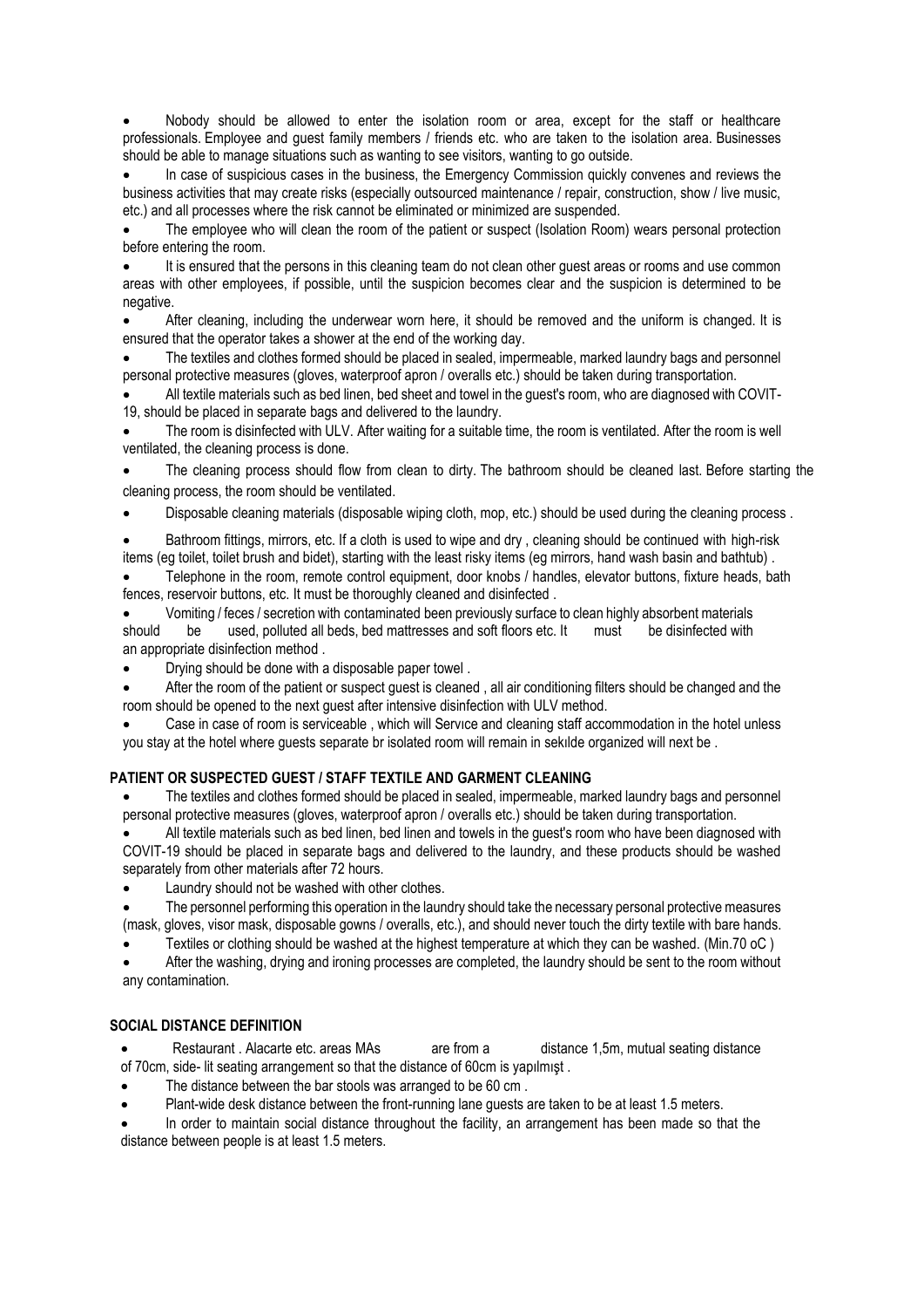- Nobody should be allowed to enter the isolation room or area, except for the staff or healthcare professionals. Employee and guest family members / friends etc. who are taken to the isolation area. Businesses should be able to manage situations such as wanting to see visitors, wanting to go outside.
- In case of suspicious cases in the business, the Emergency Commission quickly convenes and reviews the business activities that may create risks (especially outsourced maintenance / repair, construction, show / live music, etc.) and all processes where the risk cannot be eliminated or minimized are suspended.
- The employee who will clean the room of the patient or suspect (Isolation Room) wears personal protection before entering the room.
- It is ensured that the persons in this cleaning team do not clean other guest areas or rooms and use common areas with other employees, if possible, until the suspicion becomes clear and the suspicion is determined to be negative.
- After cleaning, including the underwear worn here, it should be removed and the uniform is changed. It is ensured that the operator takes a shower at the end of the working day.
- The textiles and clothes formed should be placed in sealed, impermeable, marked laundry bags and personnel personal protective measures (gloves, waterproof apron / overalls etc.) should be taken during transportation.
- All textile materials such as bed linen, bed sheet and towel in the guest's room, who are diagnosed with COVIT-19, should be placed in separate bags and delivered to the laundry.
- The room is disinfected with ULV. After waiting for a suitable time, the room is ventilated. After the room is well ventilated, the cleaning process is done.
- The cleaning process should flow from clean to dirty. The bathroom should be cleaned last. Before starting the cleaning process, the room should be ventilated.
- Disposable cleaning materials (disposable wiping cloth, mop, etc.) should be used during the cleaning process .
- Bathroom fittings, mirrors, etc. If a cloth is used to wipe and dry , cleaning should be continued with high-risk items (eg toilet, toilet brush and bidet), starting with the least risky items (eg mirrors, hand wash basin and bathtub) .
- Telephone in the room, remote control equipment, door knobs / handles, elevator buttons, fixture heads, bath fences, reservoir buttons, etc. It must be thoroughly cleaned and disinfected .
- Vomiting / feces / secretion with contaminated been previously surface to clean highly absorbent materials should be used, polluted all beds, bed mattresses and soft floors etc. It must be disinfected with an appropriate disinfection method .
- Drying should be done with a disposable paper towel .
- After the room of the patient or suspect guest is cleaned , all air conditioning filters should be changed and the room should be opened to the next guest after intensive disinfection with ULV method.
- Case in case of room is serviceable , which will Servıce and cleaning staff accommodation in the hotel unless you stay at the hotel where guests separate br isolated room will remain in sekılde organized will next be .

## PATIENT OR SUSPECTED GUEST / STAFF TEXTILE AND GARMENT CLEANING

- The textiles and clothes formed should be placed in sealed, impermeable, marked laundry bags and personnel personal protective measures (gloves, waterproof apron / overalls etc.) should be taken during transportation.
- All textile materials such as bed linen, bed linen and towels in the guest's room who have been diagnosed with COVIT-19 should be placed in separate bags and delivered to the laundry, and these products should be washed separately from other materials after 72 hours.
- Laundry should not be washed with other clothes.
- The personnel performing this operation in the laundry should take the necessary personal protective measures (mask, gloves, visor mask, disposable gowns / overalls, etc.), and should never touch the dirty textile with bare hands.
- Textiles or clothing should be washed at the highest temperature at which they can be washed. (Min.70 oC )
- After the washing, drying and ironing processes are completed, the laundry should be sent to the room without any contamination.

## SOCIAL DISTANCE DEFINITION

- Restaurant . Alacarte etc. areas MAs are from a distance 1,5m, mutual seating distance of 70cm, side- lit seating arrangement so that the distance of 60cm is yapılmışt .
- The distance between the bar stools was arranged to be 60 cm .
- Plant-wide desk distance between the front-running lane guests are taken to be at least 1.5 meters.
- In order to maintain social distance throughout the facility, an arrangement has been made so that the distance between people is at least 1.5 meters.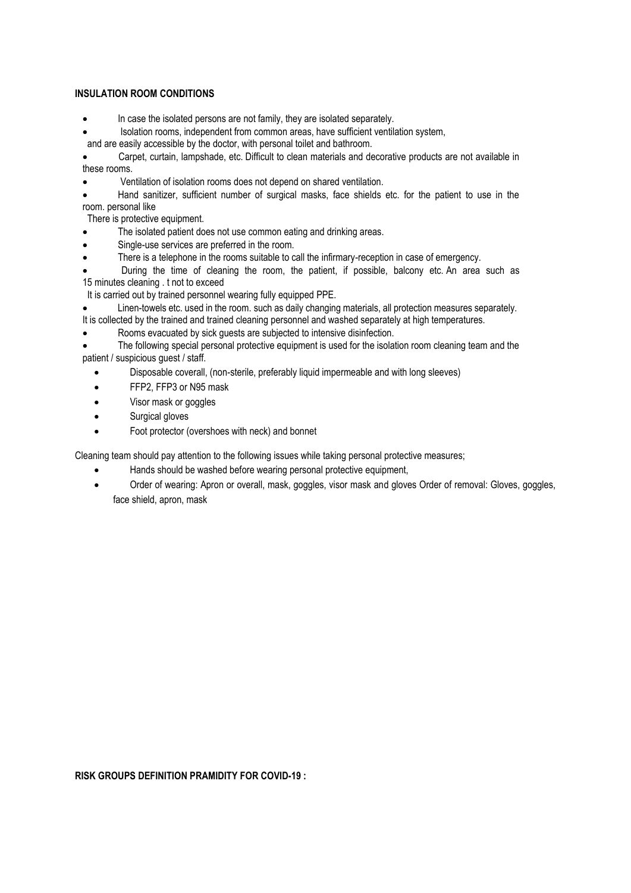**INSULATION ROOM CONDITIONS**

- In case the isolated persons are not family, they are isolated separately.
- Isolation rooms, independent from common areas, have sufficient ventilation system, and are easily accessible by the doctor, with personal toilet and bathroom.
- Carpet, curtain, lampshade, etc. Difficult to clean materials and decorative products are not available in these rooms.
- Ventilation of isolation rooms does not depend on shared ventilation.
- Hand sanitizer, sufficient number of surgical masks, face shields etc. for the patient to use in the room. personal like
  There is protective equipment.
- The isolated patient does not use common eating and drinking areas.
- Single-use services are preferred in the room.
- There is a telephone in the rooms suitable to call the infirmary-reception in case of emergency.
- During the time of cleaning the room, the patient, if possible, balcony etc. An area such as 15 minutes cleaning . t not to exceed
  It is carried out by trained personnel wearing fully equipped PPE.
- Linen-towels etc. used in the room. such as daily changing materials, all protection measures separately.
  It is collected by the trained and trained cleaning personnel and washed separately at high temperatures.
- Rooms evacuated by sick guests are subjected to intensive disinfection.
- The following special personal protective equipment is used for the isolation room cleaning team and the patient / suspicious guest / staff.
  - Disposable coverall, (non-sterile, preferably liquid impermeable and with long sleeves)
  - FFP2, FFP3 or N95 mask
  - Visor mask or goggles
  - Surgical gloves
  - Foot protector (overshoes with neck) and bonnet

Cleaning team should pay attention to the following issues while taking personal protective measures;

- Hands should be washed before wearing personal protective equipment,
- Order of wearing: Apron or overall, mask, goggles, visor mask and gloves Order of removal: Gloves, goggles, face shield, apron, mask

**RISK GROUPS DEFINITION PRAMIDITY FOR COVID-19 :**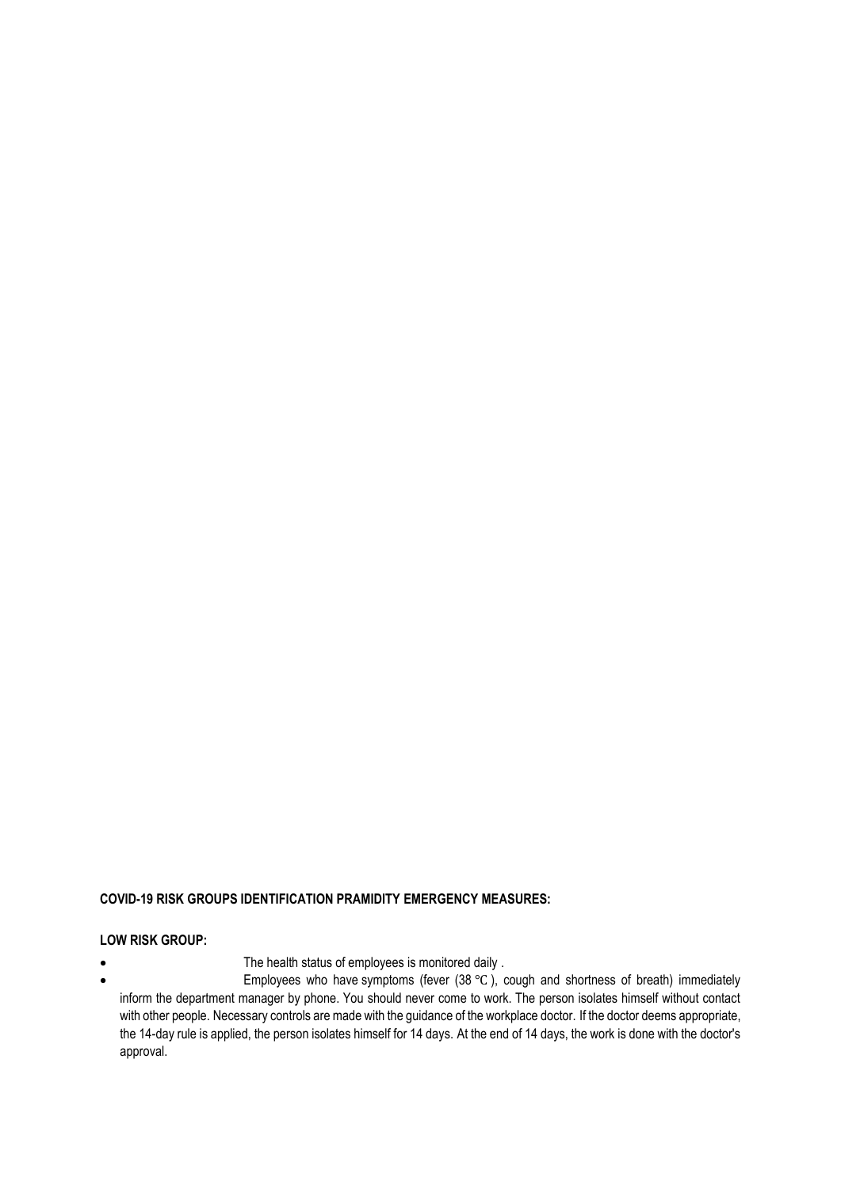**COVID-19 RISK GROUPS IDENTIFICATION PRAMIDITY EMERGENCY MEASURES:**

**LOW RISK GROUP:**

- The health status of employees is monitored daily .
- Employees who have symptoms (fever (38 ℃ ), cough and shortness of breath) immediately inform the department manager by phone. You should never come to work. The person isolates himself without contact with other people. Necessary controls are made with the guidance of the workplace doctor. If the doctor deems appropriate, the 14-day rule is applied, the person isolates himself for 14 days. At the end of 14 days, the work is done with the doctor's approval.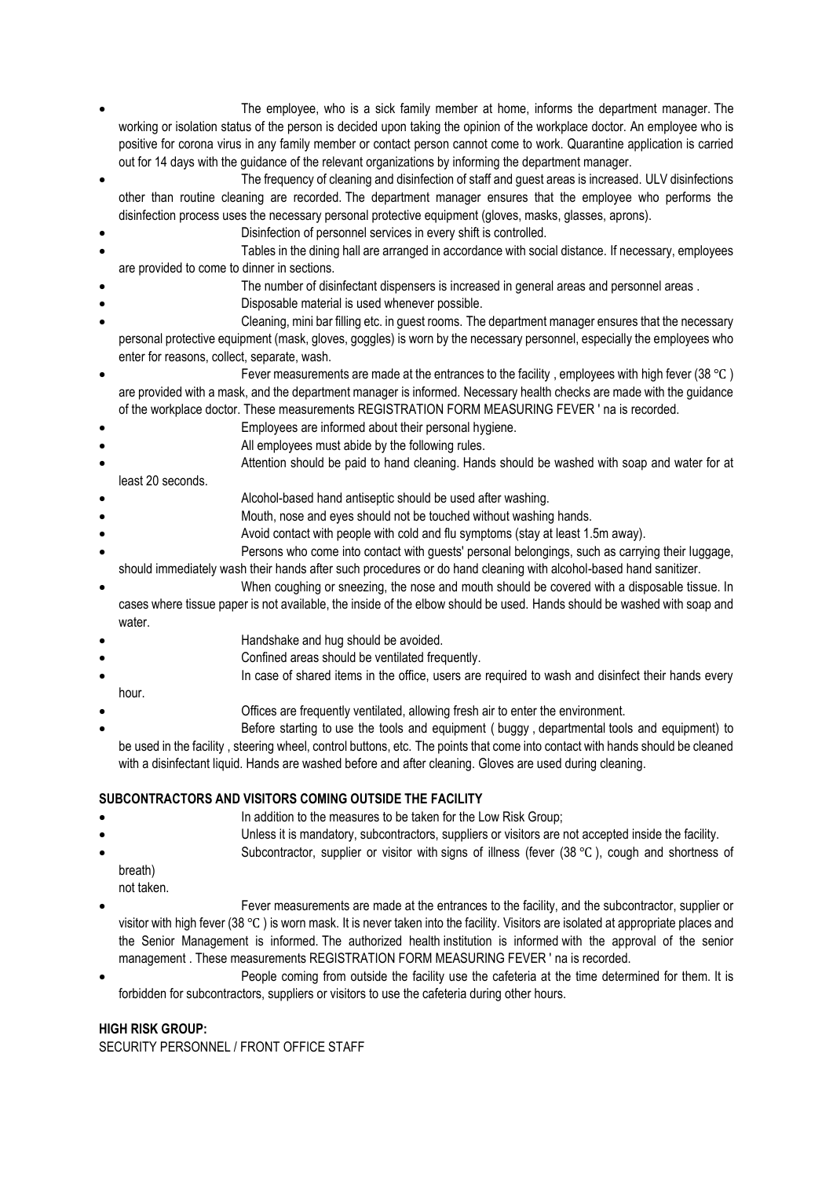- The employee, who is a sick family member at home, informs the department manager. The working or isolation status of the person is decided upon taking the opinion of the workplace doctor. An employee who is positive for corona virus in any family member or contact person cannot come to work. Quarantine application is carried out for 14 days with the guidance of the relevant organizations by informing the department manager.
- The frequency of cleaning and disinfection of staff and guest areas is increased. ULV disinfections other than routine cleaning are recorded. The department manager ensures that the employee who performs the disinfection process uses the necessary personal protective equipment (gloves, masks, glasses, aprons).
- Disinfection of personnel services in every shift is controlled.
- Tables in the dining hall are arranged in accordance with social distance. If necessary, employees are provided to come to dinner in sections.
- The number of disinfectant dispensers is increased in general areas and personnel areas .
- Disposable material is used whenever possible.
- Cleaning, mini bar filling etc. in guest rooms. The department manager ensures that the necessary personal protective equipment (mask, gloves, goggles) is worn by the necessary personnel, especially the employees who enter for reasons, collect, separate, wash.
- Fever measurements are made at the entrances to the facility , employees with high fever (38 ℃ ) are provided with a mask, and the department manager is informed. Necessary health checks are made with the guidance of the workplace doctor. These measurements REGISTRATION FORM MEASURING FEVER ' na is recorded.
- Employees are informed about their personal hygiene.
- All employees must abide by the following rules.
- Attention should be paid to hand cleaning. Hands should be washed with soap and water for at least 20 seconds.
- Alcohol-based hand antiseptic should be used after washing.
- Mouth, nose and eyes should not be touched without washing hands.
- Avoid contact with people with cold and flu symptoms (stay at least 1.5m away).
- Persons who come into contact with guests' personal belongings, such as carrying their luggage, should immediately wash their hands after such procedures or do hand cleaning with alcohol-based hand sanitizer.
- When coughing or sneezing, the nose and mouth should be covered with a disposable tissue. In cases where tissue paper is not available, the inside of the elbow should be used. Hands should be washed with soap and water.
- Handshake and hug should be avoided.
- Confined areas should be ventilated frequently.
- In case of shared items in the office, users are required to wash and disinfect their hands every hour.
- Offices are frequently ventilated, allowing fresh air to enter the environment.
- Before starting to use the tools and equipment ( buggy , departmental tools and equipment) to be used in the facility , steering wheel, control buttons, etc. The points that come into contact with hands should be cleaned with a disinfectant liquid. Hands are washed before and after cleaning. Gloves are used during cleaning.

**SUBCONTRACTORS AND VISITORS COMING OUTSIDE THE FACILITY**

- In addition to the measures to be taken for the Low Risk Group;
- Unless it is mandatory, subcontractors, suppliers or visitors are not accepted inside the facility.
- Subcontractor, supplier or visitor with signs of illness (fever (38 ℃ ), cough and shortness of breath)
  not taken.
- Fever measurements are made at the entrances to the facility, and the subcontractor, supplier or visitor with high fever (38 ℃ ) is worn mask. It is never taken into the facility. Visitors are isolated at appropriate places and the Senior Management is informed. The authorized health institution is informed with the approval of the senior management . These measurements REGISTRATION FORM MEASURING FEVER ' na is recorded.
- People coming from outside the facility use the cafeteria at the time determined for them. It is forbidden for subcontractors, suppliers or visitors to use the cafeteria during other hours.

**HIGH RISK GROUP:**

SECURITY PERSONNEL / FRONT OFFICE STAFF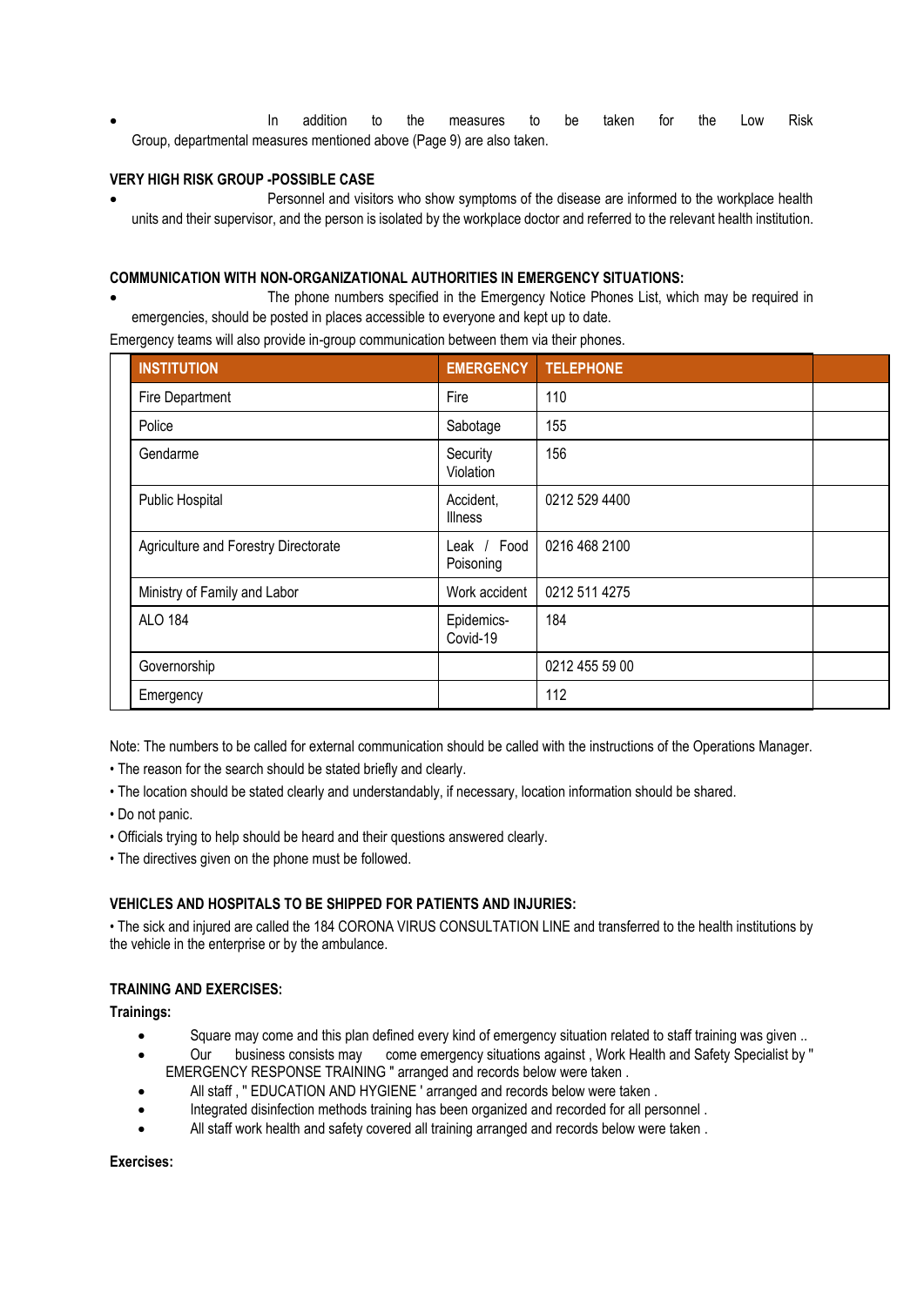- In addition to the measures to be taken for the Low Risk Group, departmental measures mentioned above (Page 9) are also taken.

**VERY HIGH RISK GROUP -POSSIBLE CASE**

- Personnel and visitors who show symptoms of the disease are informed to the workplace health units and their supervisor, and the person is isolated by the workplace doctor and referred to the relevant health institution.

**COMMUNICATION WITH NON-ORGANIZATIONAL AUTHORITIES IN EMERGENCY SITUATIONS:**

- The phone numbers specified in the Emergency Notice Phones List, which may be required in emergencies, should be posted in places accessible to everyone and kept up to date.

Emergency teams will also provide in-group communication between them via their phones.

| INSTITUTION | EMERGENCY | TELEPHONE | |
|---|---|---|---|
| Fire Department | Fire | 110 | |
| Police | Sabotage | 155 | |
| Gendarme | Security Violation | 156 | |
| Public Hospital | Accident, Illness | 0212 529 4400 | |
| Agriculture and Forestry Directorate | Leak / Food Poisoning | 0216 468 2100 | |
| Ministry of Family and Labor | Work accident | 0212 511 4275 | |
| ALO 184 | Epidemics-Covid-19 | 184 | |
| Governorship | | 0212 455 59 00 | |
| Emergency | | 112 | |

Note: The numbers to be called for external communication should be called with the instructions of the Operations Manager.

- The reason for the search should be stated briefly and clearly.
- The location should be stated clearly and understandably, if necessary, location information should be shared.
- Do not panic.
- Officials trying to help should be heard and their questions answered clearly.
- The directives given on the phone must be followed.

**VEHICLES AND HOSPITALS TO BE SHIPPED FOR PATIENTS AND INJURIES:**

- The sick and injured are called the 184 CORONA VIRUS CONSULTATION LINE and transferred to the health institutions by the vehicle in the enterprise or by the ambulance.

**TRAINING AND EXERCISES:**

**Trainings:**

- Square may come and this plan defined every kind of emergency situation related to staff training was given ..
- Our business consists may come emergency situations against , Work Health and Safety Specialist by " EMERGENCY RESPONSE TRAINING " arranged and records below were taken .
- All staff , " EDUCATION AND HYGIENE ' arranged and records below were taken .
- Integrated disinfection methods training has been organized and recorded for all personnel .
- All staff work health and safety covered all training arranged and records below were taken .

**Exercises:**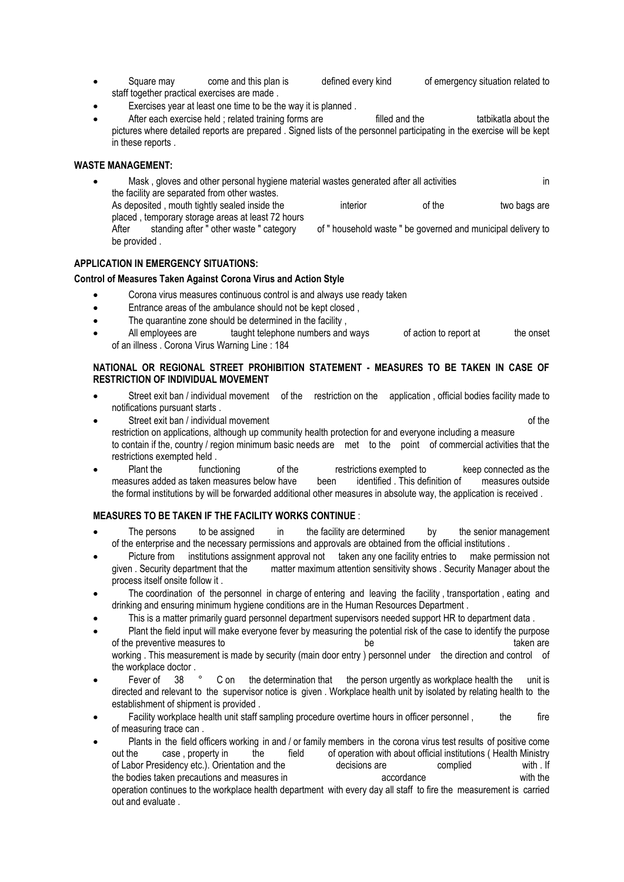- Square may come and this plan is defined every kind of emergency situation related to staff together practical exercises are made .
- Exercises year at least one time to be the way it is planned .
- After each exercise held ; related training forms are filled and the tatbikatla about the pictures where detailed reports are prepared . Signed lists of the personnel participating in the exercise will be kept in these reports .

**WASTE MANAGEMENT:**

- Mask , gloves and other personal hygiene material wastes generated after all activities in the facility are separated from other wastes.
  As deposited , mouth tightly sealed inside the interior of the two bags are placed , temporary storage areas at least 72 hours
  After standing after " other waste " category of " household waste " be governed and municipal delivery to be provided .

**APPLICATION IN EMERGENCY SITUATIONS:**

**Control of Measures Taken Against Corona Virus and Action Style**

- Corona virus measures continuous control is and always use ready taken
- Entrance areas of the ambulance should not be kept closed ,
- The quarantine zone should be determined in the facility ,
- All employees are taught telephone numbers and ways of action to report at the onset of an illness . Corona Virus Warning Line : 184

**NATIONAL OR REGIONAL STREET PROHIBITION STATEMENT - MEASURES TO BE TAKEN IN CASE OF RESTRICTION OF INDIVIDUAL MOVEMENT**

- Street exit ban / individual movement of the restriction on the application , official bodies facility made to notifications pursuant starts .
- Street exit ban / individual movement of the restriction on applications, although up community health protection for and everyone including a measure to contain if the, country / region minimum basic needs are met to the point of commercial activities that the restrictions exempted held .
- Plant the functioning of the restrictions exempted to keep connected as the measures added as taken measures below have been identified . This definition of measures outside the formal institutions by will be forwarded additional other measures in absolute way, the application is received .

**MEASURES TO BE TAKEN IF THE FACILITY WORKS CONTINUE** :

- The persons to be assigned in the facility are determined by the senior management of the enterprise and the necessary permissions and approvals are obtained from the official institutions .
- Picture from institutions assignment approval not taken any one facility entries to make permission not given . Security department that the matter maximum attention sensitivity shows . Security Manager about the process itself onsite follow it .
- The coordination of the personnel in charge of entering and leaving the facility , transportation , eating and drinking and ensuring minimum hygiene conditions are in the Human Resources Department .
- This is a matter primarily guard personnel department supervisors needed support HR to department data .
- Plant the field input will make everyone fever by measuring the potential risk of the case to identify the purpose of the preventive measures to be taken are working . This measurement is made by security (main door entry ) personnel under the direction and control of the workplace doctor .
- Fever of 38 ° C on the determination that the person urgently as workplace health the unit is directed and relevant to the supervisor notice is given . Workplace health unit by isolated by relating health to the establishment of shipment is provided .
- Facility workplace health unit staff sampling procedure overtime hours in officer personnel , the fire of measuring trace can .
- Plants in the field officers working in and / or family members in the corona virus test results of positive come out the case , property in the field of operation with about official institutions ( Health Ministry of Labor Presidency etc.). Orientation and the decisions are complied with . If the bodies taken precautions and measures in accordance with the operation continues to the workplace health department with every day all staff to fire the measurement is carried out and evaluate .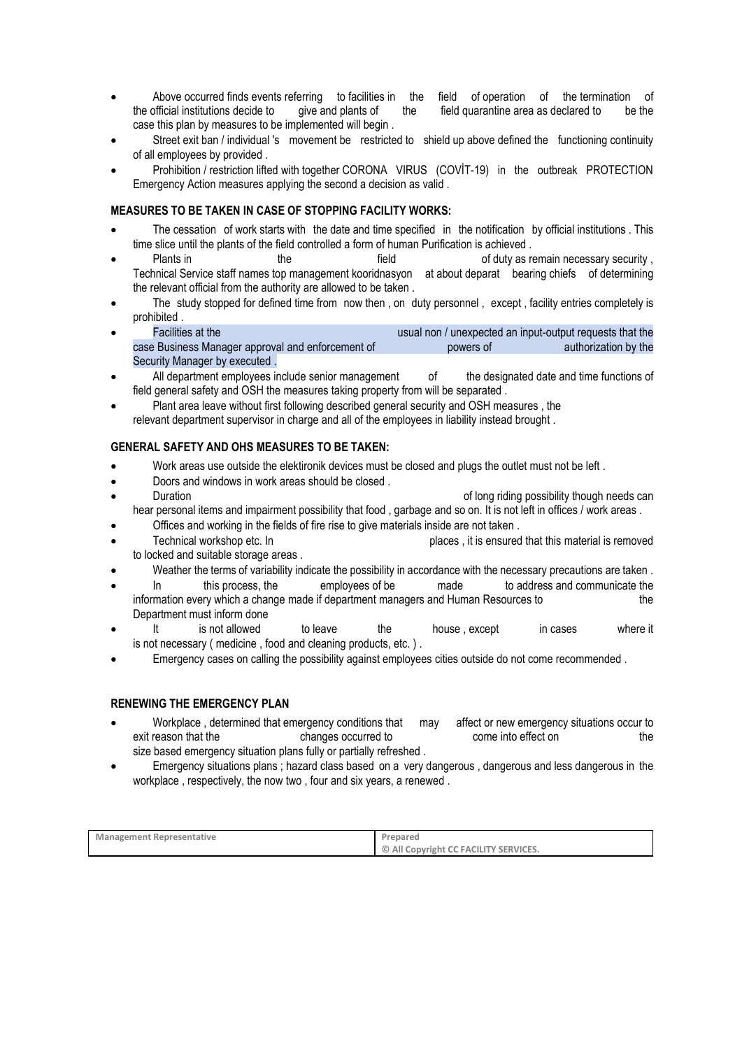- Above occurred finds events referring to facilities in the field of operation of the termination of the official institutions decide to give and plants of the field quarantine area as declared to be the case this plan by measures to be implemented will begin .
- Street exit ban / individual 's movement be restricted to shield up above defined the functioning continuity of all employees by provided .
- Prohibition / restriction lifted with together CORONA VIRUS (COVİT-19) in the outbreak PROTECTION Emergency Action measures applying the second a decision as valid .

**MEASURES TO BE TAKEN IN CASE OF STOPPING FACILITY WORKS:**

- The cessation of work starts with the date and time specified in the notification by official institutions . This time slice until the plants of the field controlled a form of human Purification is achieved .
- Plants in the field of duty as remain necessary security , Technical Service staff names top management kooridnasyon at about deparat bearing chiefs of determining the relevant official from the authority are allowed to be taken .
- The study stopped for defined time from now then , on duty personnel , except , facility entries completely is prohibited .
- Facilities at the usual non / unexpected an input-output requests that the case Business Manager approval and enforcement of powers of authorization by the Security Manager by executed .
- All department employees include senior management of the designated date and time functions of field general safety and OSH the measures taking property from will be separated .
- Plant area leave without first following described general security and OSH measures , the relevant department supervisor in charge and all of the employees in liability instead brought .

**GENERAL SAFETY AND OHS MEASURES TO BE TAKEN:**

- Work areas use outside the elektronik devices must be closed and plugs the outlet must not be left .
- Doors and windows in work areas should be closed .
- Duration of long riding possibility though needs can hear personal items and impairment possibility that food , garbage and so on. It is not left in offices / work areas .
- Offices and working in the fields of fire rise to give materials inside are not taken .
- Technical workshop etc. In places , it is ensured that this material is removed to locked and suitable storage areas .
- Weather the terms of variability indicate the possibility in accordance with the necessary precautions are taken .
- In this process, the employees of be made to address and communicate the information every which a change made if department managers and Human Resources to the Department must inform done
- It is not allowed to leave the house , except in cases where it is not necessary ( medicine , food and cleaning products, etc. ) .
- Emergency cases on calling the possibility against employees cities outside do not come recommended .

**RENEWING THE EMERGENCY PLAN**

- Workplace , determined that emergency conditions that may affect or new emergency situations occur to exit reason that the changes occurred to come into effect on the size based emergency situation plans fully or partially refreshed .
- Emergency situations plans ; hazard class based on a very dangerous , dangerous and less dangerous in the workplace , respectively, the now two , four and six years, a renewed .

| Management Representative | Prepared<br>© All Copyright CC FACILITY SERVICES. |
|---|---|